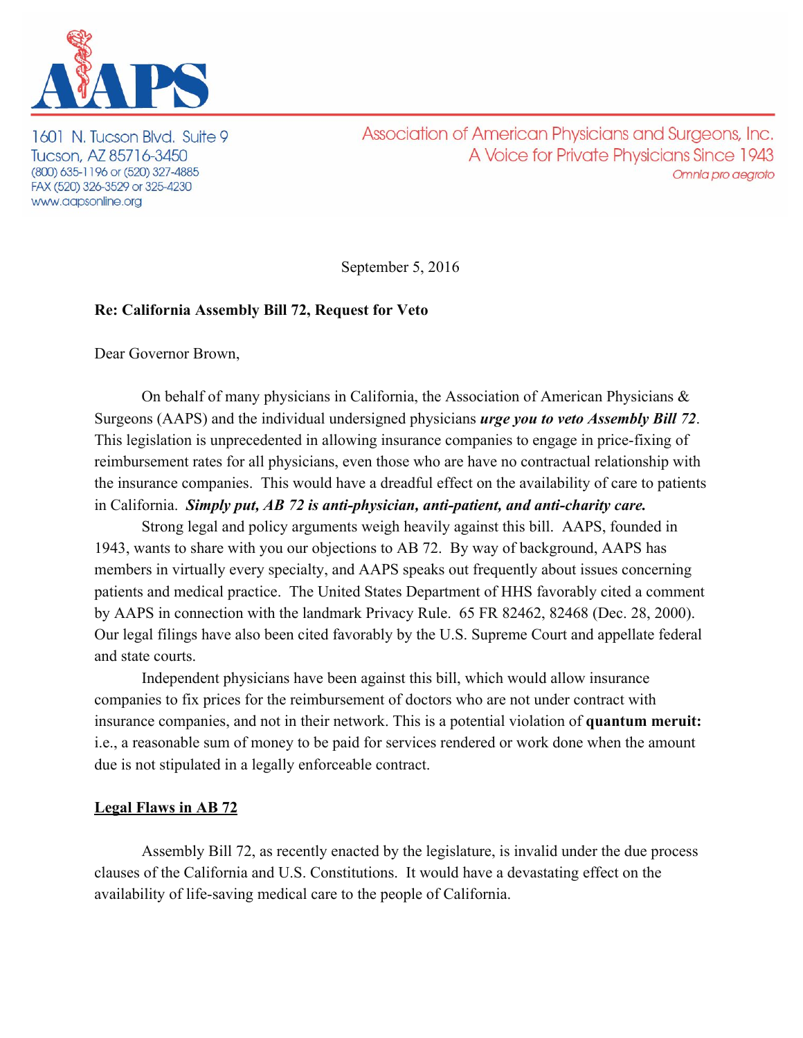AAPS

1601 N. Tucson Blvd. Suite 9
Tucson, AZ 85716-3450
(800) 635-1196 or (520) 327-4885
FAX (520) 326-3529 or 325-4230
www.aapsonline.org

Association of American Physicians and Surgeons, Inc.
A Voice for Private Physicians Since 1943
*Omnia pro aegroto*

September 5, 2016

**Re: California Assembly Bill 72, Request for Veto**

Dear Governor Brown,

On behalf of many physicians in California, the Association of American Physicians & Surgeons (AAPS) and the individual undersigned physicians ***urge you to veto Assembly Bill 72***. This legislation is unprecedented in allowing insurance companies to engage in price-fixing of reimbursement rates for all physicians, even those who are have no contractual relationship with the insurance companies. This would have a dreadful effect on the availability of care to patients in California. ***Simply put, AB 72 is anti-physician, anti-patient, and anti-charity care.***

Strong legal and policy arguments weigh heavily against this bill. AAPS, founded in 1943, wants to share with you our objections to AB 72. By way of background, AAPS has members in virtually every specialty, and AAPS speaks out frequently about issues concerning patients and medical practice. The United States Department of HHS favorably cited a comment by AAPS in connection with the landmark Privacy Rule. 65 FR 82462, 82468 (Dec. 28, 2000). Our legal filings have also been cited favorably by the U.S. Supreme Court and appellate federal and state courts.

Independent physicians have been against this bill, which would allow insurance companies to fix prices for the reimbursement of doctors who are not under contract with insurance companies, and not in their network. This is a potential violation of **quantum meruit:** i.e., a reasonable sum of money to be paid for services rendered or work done when the amount due is not stipulated in a legally enforceable contract.

## Legal Flaws in AB 72

Assembly Bill 72, as recently enacted by the legislature, is invalid under the due process clauses of the California and U.S. Constitutions. It would have a devastating effect on the availability of life-saving medical care to the people of California.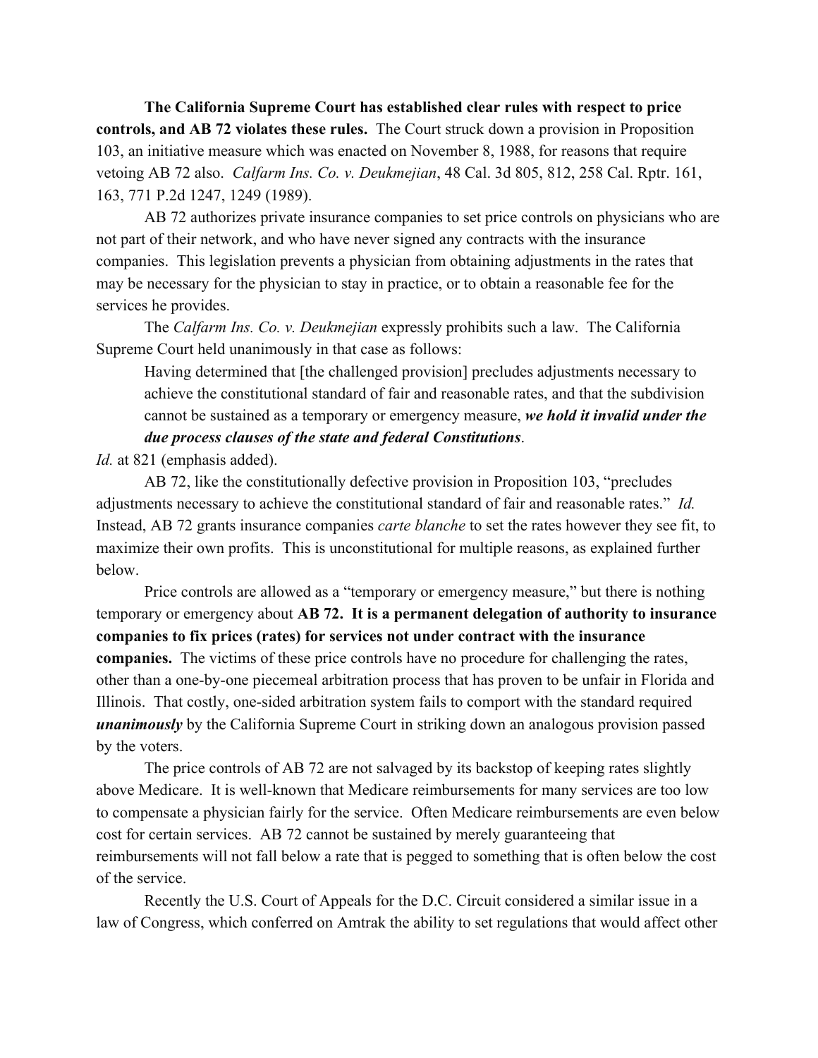**The California Supreme Court has established clear rules with respect to price controls, and AB 72 violates these rules.** The Court struck down a provision in Proposition 103, an initiative measure which was enacted on November 8, 1988, for reasons that require vetoing AB 72 also. *Calfarm Ins. Co. v. Deukmejian*, 48 Cal. 3d 805, 812, 258 Cal. Rptr. 161, 163, 771 P.2d 1247, 1249 (1989).

AB 72 authorizes private insurance companies to set price controls on physicians who are not part of their network, and who have never signed any contracts with the insurance companies. This legislation prevents a physician from obtaining adjustments in the rates that may be necessary for the physician to stay in practice, or to obtain a reasonable fee for the services he provides.

The *Calfarm Ins. Co. v. Deukmejian* expressly prohibits such a law. The California Supreme Court held unanimously in that case as follows:

> Having determined that [the challenged provision] precludes adjustments necessary to achieve the constitutional standard of fair and reasonable rates, and that the subdivision cannot be sustained as a temporary or emergency measure, ***we hold it invalid under the due process clauses of the state and federal Constitutions***.

*Id.* at 821 (emphasis added).

AB 72, like the constitutionally defective provision in Proposition 103, "precludes adjustments necessary to achieve the constitutional standard of fair and reasonable rates." *Id.* Instead, AB 72 grants insurance companies *carte blanche* to set the rates however they see fit, to maximize their own profits. This is unconstitutional for multiple reasons, as explained further below.

Price controls are allowed as a "temporary or emergency measure," but there is nothing temporary or emergency about **AB 72. It is a permanent delegation of authority to insurance companies to fix prices (rates) for services not under contract with the insurance companies.** The victims of these price controls have no procedure for challenging the rates, other than a one-by-one piecemeal arbitration process that has proven to be unfair in Florida and Illinois. That costly, one-sided arbitration system fails to comport with the standard required ***unanimously*** by the California Supreme Court in striking down an analogous provision passed by the voters.

The price controls of AB 72 are not salvaged by its backstop of keeping rates slightly above Medicare. It is well-known that Medicare reimbursements for many services are too low to compensate a physician fairly for the service. Often Medicare reimbursements are even below cost for certain services. AB 72 cannot be sustained by merely guaranteeing that reimbursements will not fall below a rate that is pegged to something that is often below the cost of the service.

Recently the U.S. Court of Appeals for the D.C. Circuit considered a similar issue in a law of Congress, which conferred on Amtrak the ability to set regulations that would affect other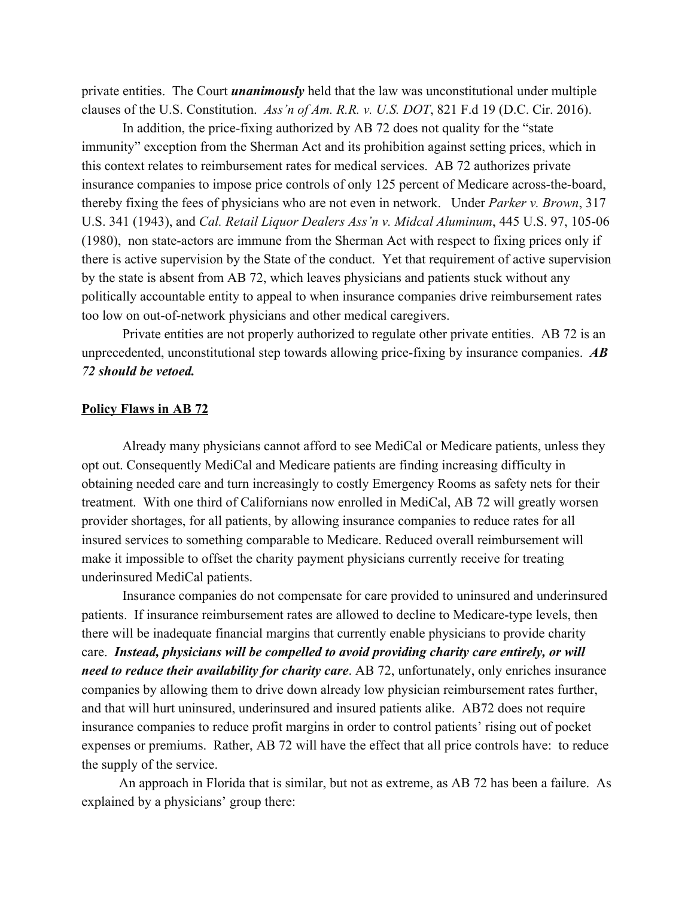private entities. The Court ***unanimously*** held that the law was unconstitutional under multiple clauses of the U.S. Constitution. *Ass'n of Am. R.R. v. U.S. DOT*, 821 F.d 19 (D.C. Cir. 2016).

In addition, the price-fixing authorized by AB 72 does not quality for the "state immunity" exception from the Sherman Act and its prohibition against setting prices, which in this context relates to reimbursement rates for medical services. AB 72 authorizes private insurance companies to impose price controls of only 125 percent of Medicare across-the-board, thereby fixing the fees of physicians who are not even in network. Under *Parker v. Brown*, 317 U.S. 341 (1943), and *Cal. Retail Liquor Dealers Ass'n v. Midcal Aluminum*, 445 U.S. 97, 105-06 (1980), non state-actors are immune from the Sherman Act with respect to fixing prices only if there is active supervision by the State of the conduct. Yet that requirement of active supervision by the state is absent from AB 72, which leaves physicians and patients stuck without any politically accountable entity to appeal to when insurance companies drive reimbursement rates too low on out-of-network physicians and other medical caregivers.

Private entities are not properly authorized to regulate other private entities. AB 72 is an unprecedented, unconstitutional step towards allowing price-fixing by insurance companies. ***AB 72 should be vetoed.***

## <u>Policy Flaws in AB 72</u>

Already many physicians cannot afford to see MediCal or Medicare patients, unless they opt out. Consequently MediCal and Medicare patients are finding increasing difficulty in obtaining needed care and turn increasingly to costly Emergency Rooms as safety nets for their treatment. With one third of Californians now enrolled in MediCal, AB 72 will greatly worsen provider shortages, for all patients, by allowing insurance companies to reduce rates for all insured services to something comparable to Medicare. Reduced overall reimbursement will make it impossible to offset the charity payment physicians currently receive for treating underinsured MediCal patients.

Insurance companies do not compensate for care provided to uninsured and underinsured patients. If insurance reimbursement rates are allowed to decline to Medicare-type levels, then there will be inadequate financial margins that currently enable physicians to provide charity care. ***Instead, physicians will be compelled to avoid providing charity care entirely, or will need to reduce their availability for charity care***. AB 72, unfortunately, only enriches insurance companies by allowing them to drive down already low physician reimbursement rates further, and that will hurt uninsured, underinsured and insured patients alike. AB72 does not require insurance companies to reduce profit margins in order to control patients' rising out of pocket expenses or premiums. Rather, AB 72 will have the effect that all price controls have: to reduce the supply of the service.

An approach in Florida that is similar, but not as extreme, as AB 72 has been a failure. As explained by a physicians' group there: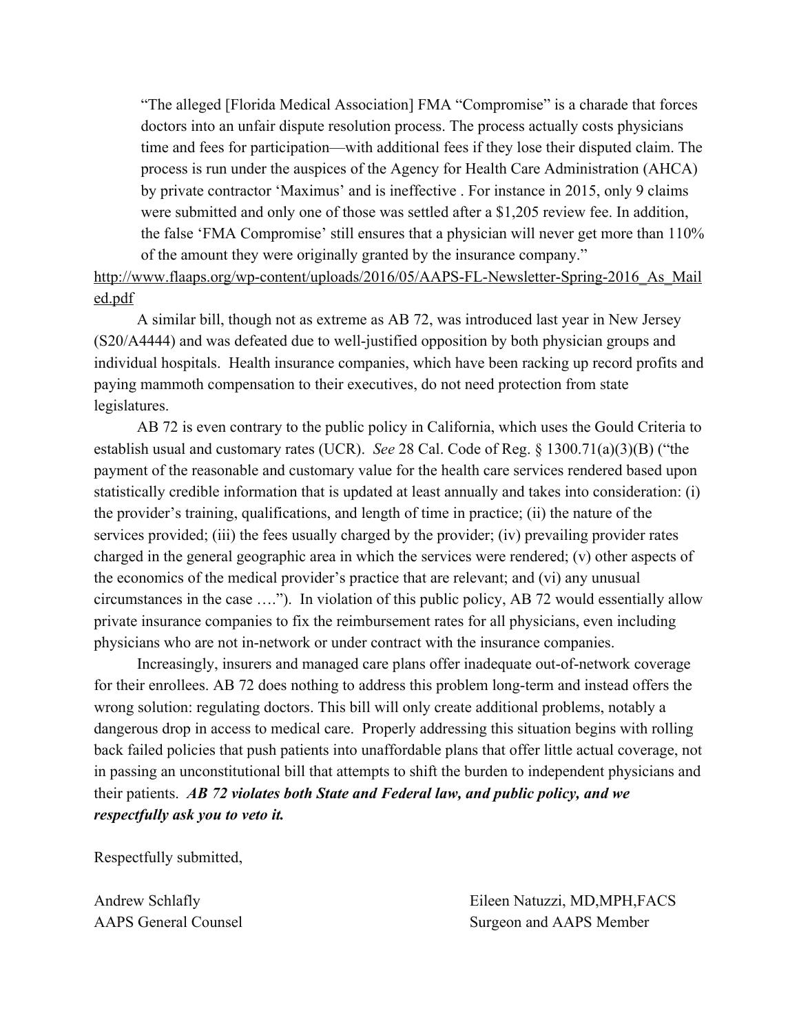> "The alleged [Florida Medical Association] FMA "Compromise" is a charade that forces doctors into an unfair dispute resolution process. The process actually costs physicians time and fees for participation—with additional fees if they lose their disputed claim. The process is run under the auspices of the Agency for Health Care Administration (AHCA) by private contractor 'Maximus' and is ineffective . For instance in 2015, only 9 claims were submitted and only one of those was settled after a $1,205 review fee. In addition, the false 'FMA Compromise' still ensures that a physician will never get more than 110% of the amount they were originally granted by the insurance company."

http://www.flaaps.org/wp-content/uploads/2016/05/AAPS-FL-Newsletter-Spring-2016_As_Mailed.pdf

A similar bill, though not as extreme as AB 72, was introduced last year in New Jersey (S20/A4444) and was defeated due to well-justified opposition by both physician groups and individual hospitals. Health insurance companies, which have been racking up record profits and paying mammoth compensation to their executives, do not need protection from state legislatures.

AB 72 is even contrary to the public policy in California, which uses the Gould Criteria to establish usual and customary rates (UCR). *See* 28 Cal. Code of Reg. § 1300.71(a)(3)(B) ("the payment of the reasonable and customary value for the health care services rendered based upon statistically credible information that is updated at least annually and takes into consideration: (i) the provider's training, qualifications, and length of time in practice; (ii) the nature of the services provided; (iii) the fees usually charged by the provider; (iv) prevailing provider rates charged in the general geographic area in which the services were rendered; (v) other aspects of the economics of the medical provider's practice that are relevant; and (vi) any unusual circumstances in the case ….").  In violation of this public policy, AB 72 would essentially allow private insurance companies to fix the reimbursement rates for all physicians, even including physicians who are not in-network or under contract with the insurance companies.

Increasingly, insurers and managed care plans offer inadequate out-of-network coverage for their enrollees. AB 72 does nothing to address this problem long-term and instead offers the wrong solution: regulating doctors. This bill will only create additional problems, notably a dangerous drop in access to medical care. Properly addressing this situation begins with rolling back failed policies that push patients into unaffordable plans that offer little actual coverage, not in passing an unconstitutional bill that attempts to shift the burden to independent physicians and their patients. ***AB 72 violates both State and Federal law, and public policy, and we respectfully ask you to veto it.***

Respectfully submitted,

Andrew Schlafly
AAPS General Counsel

Eileen Natuzzi, MD,MPH,FACS
Surgeon and AAPS Member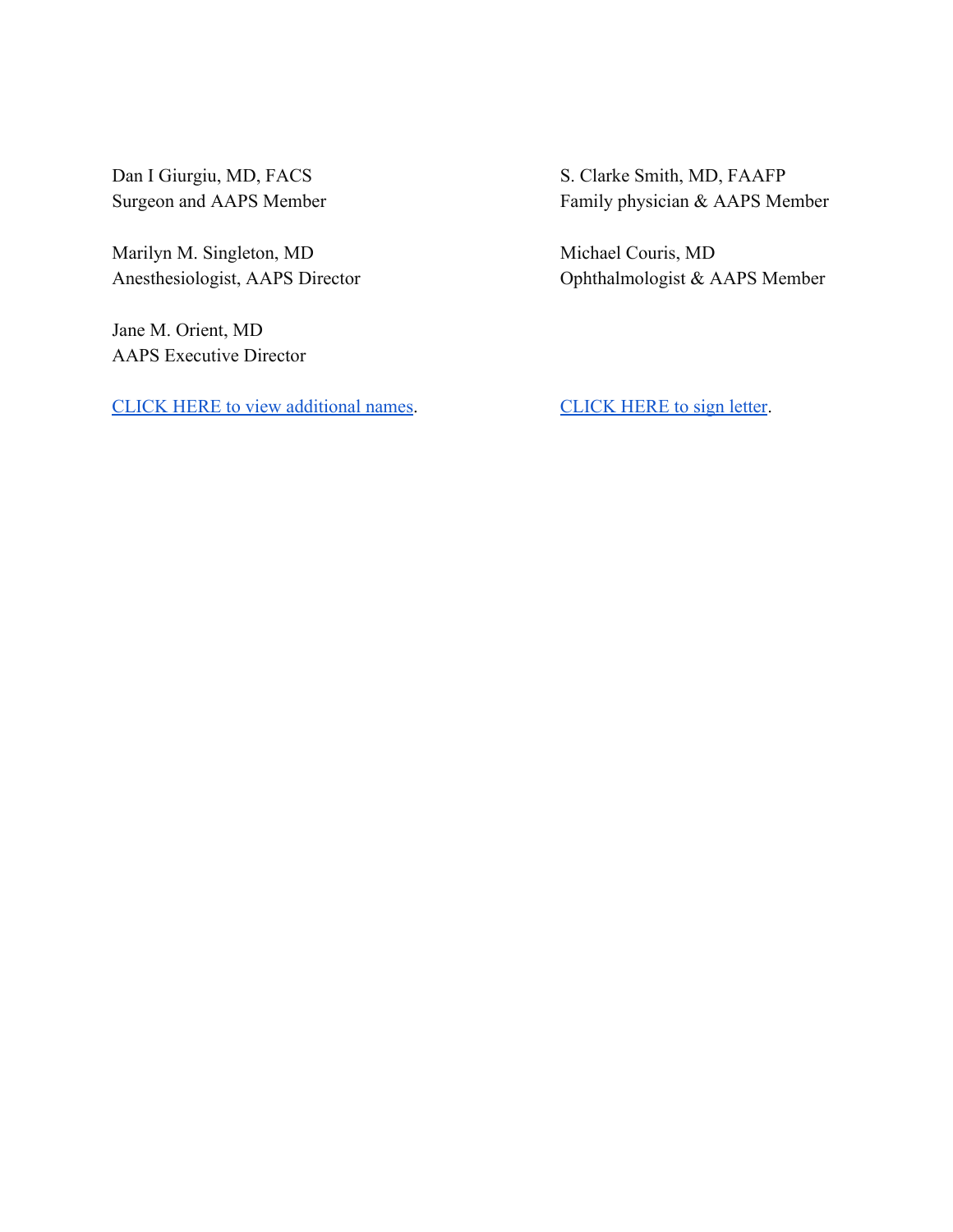Dan I Giurgiu, MD, FACS
Surgeon and AAPS Member

Marilyn M. Singleton, MD
Anesthesiologist, AAPS Director

Jane M. Orient, MD
AAPS Executive Director

S. Clarke Smith, MD, FAAFP
Family physician & AAPS Member

Michael Couris, MD
Ophthalmologist & AAPS Member

CLICK HERE to view additional names.

CLICK HERE to sign letter.